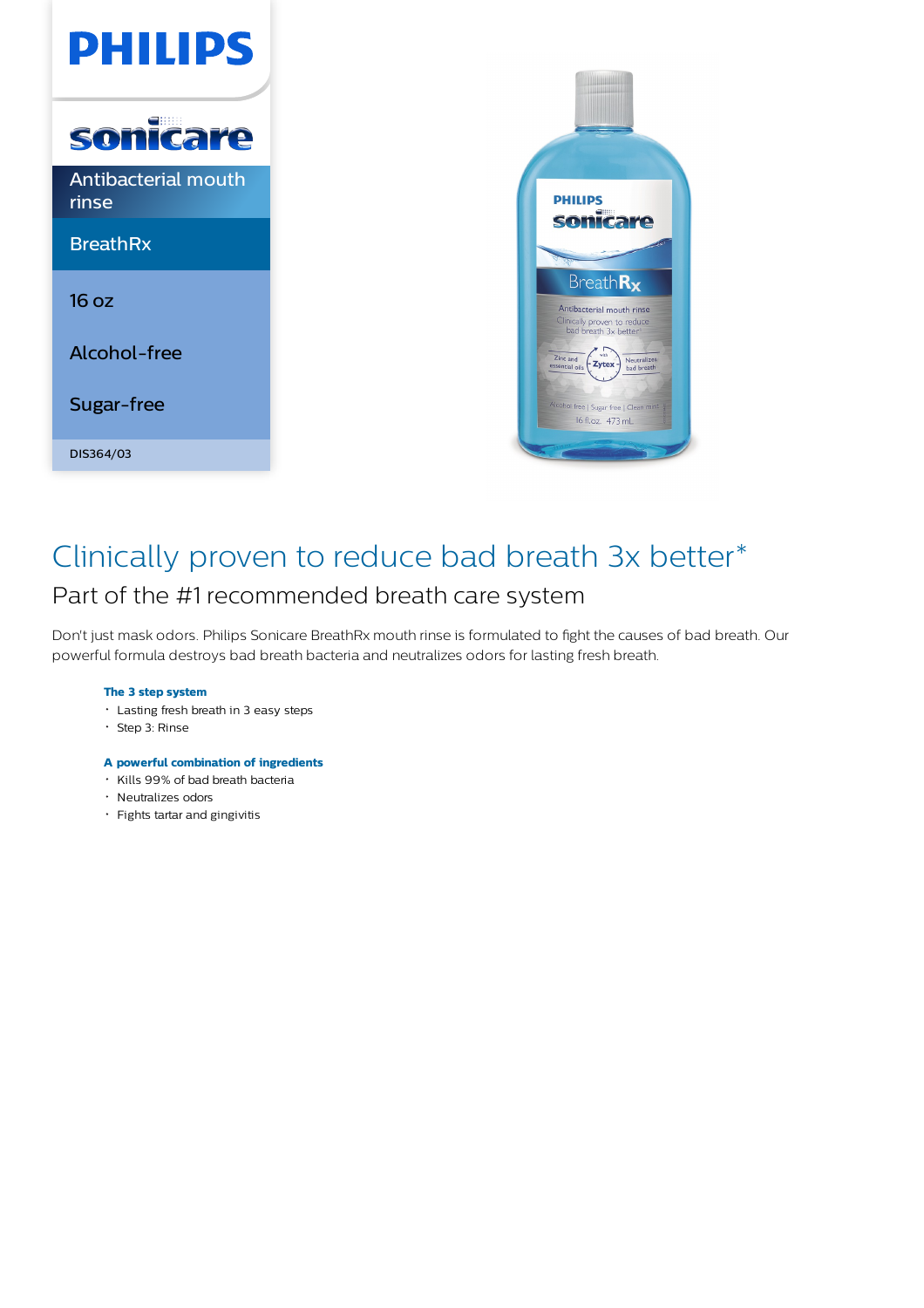# PHILIPS

sonicare

Antibacterial mouth rinse

BreathRx

16 oz

Alcohol-free

Sugar-free

DIS364/03

## Clinically proven to reduce bad breath 3x better*

### Part of the #1 recommended breath care system

Don't just mask odors. Philips Sonicare BreathRx mouth rinse is formulated to fight the causes of bad breath. Our powerful formula destroys bad breath bacteria and neutralizes odors for lasting fresh breath.

**The 3 step system**

- Lasting fresh breath in 3 easy steps
- Step 3: Rinse

**A powerful combination of ingredients**

- Kills 99% of bad breath bacteria
- Neutralizes odors
- Fights tartar and gingivitis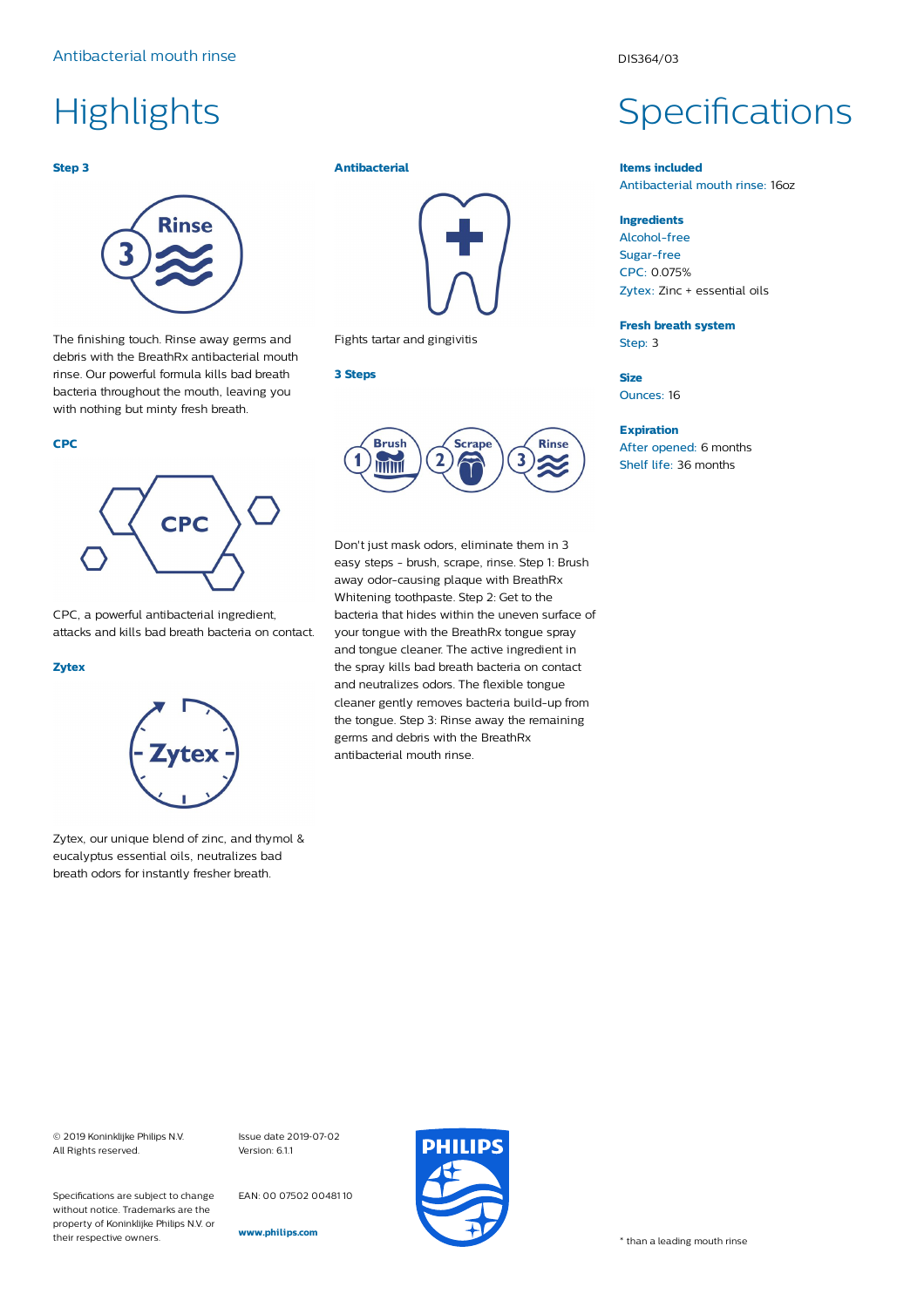Antibacterial mouth rinse

DIS364/03

# Highlights

### Step 3

The finishing touch. Rinse away germs and debris with the BreathRx antibacterial mouth rinse. Our powerful formula kills bad breath bacteria throughout the mouth, leaving you with nothing but minty fresh breath.

### CPC

CPC, a powerful antibacterial ingredient, attacks and kills bad breath bacteria on contact.

### Zytex

Zytex, our unique blend of zinc, and thymol & eucalyptus essential oils, neutralizes bad breath odors for instantly fresher breath.

### Antibacterial

Fights tartar and gingivitis

### 3 Steps

Don't just mask odors, eliminate them in 3 easy steps - brush, scrape, rinse. Step 1: Brush away odor-causing plaque with BreathRx Whitening toothpaste. Step 2: Get to the bacteria that hides within the uneven surface of your tongue with the BreathRx tongue spray and tongue cleaner. The active ingredient in the spray kills bad breath bacteria on contact and neutralizes odors. The flexible tongue cleaner gently removes bacteria build-up from the tongue. Step 3: Rinse away the remaining germs and debris with the BreathRx antibacterial mouth rinse.

# Specifications

### Items included
- Antibacterial mouth rinse: 16oz

### Ingredients
- Alcohol-free
- Sugar-free
- CPC: 0.075%
- Zytex: Zinc + essential oils

### Fresh breath system
- Step: 3

### Size
- Ounces: 16

### Expiration
- After opened: 6 months
- Shelf life: 36 months

© 2019 Koninklijke Philips N.V.
All Rights reserved.

Specifications are subject to change without notice. Trademarks are the property of Koninklijke Philips N.V. or their respective owners.

Issue date 2019-07-02
Version: 6.1.1

EAN: 00 07502 00481 10

www.philips.com

\* than a leading mouth rinse